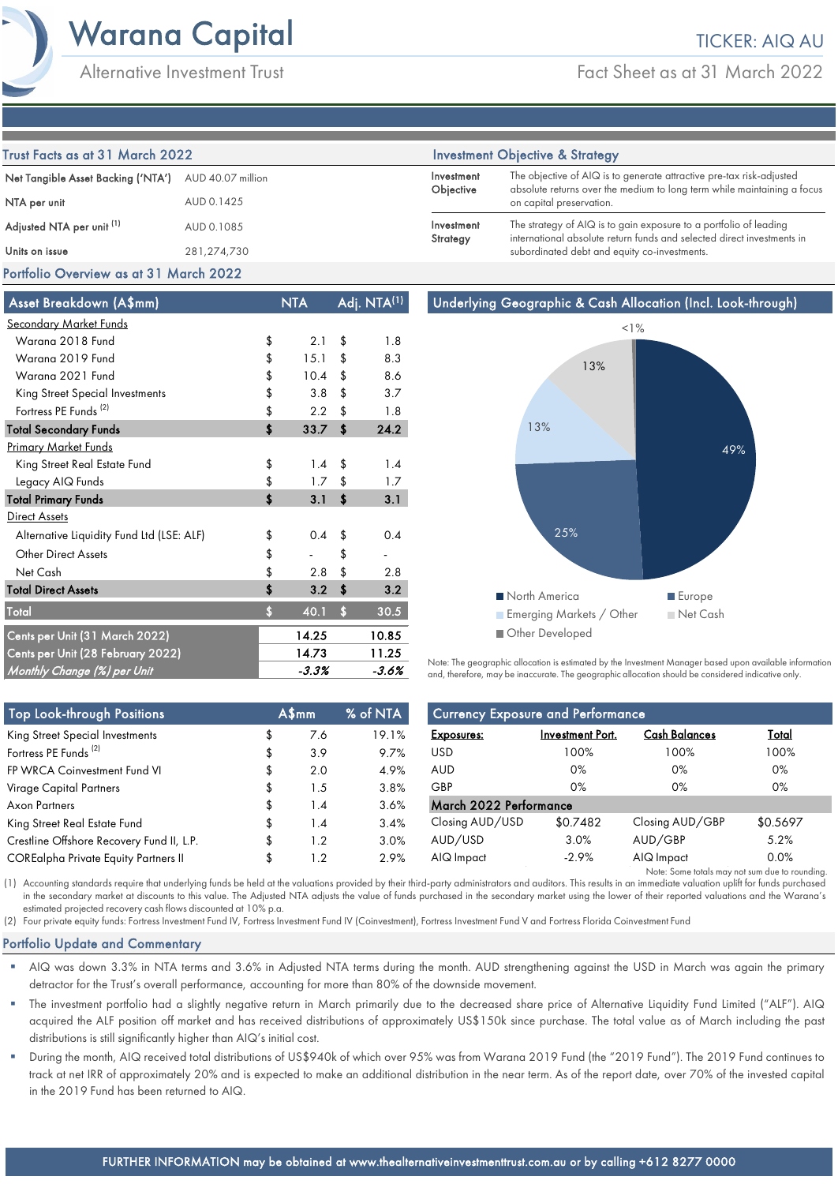# Warana Capital

Alternative Investment Trust

TICKER: AIQ AU

Fact Sheet as at 31 March 2022

## Trust Facts as at 31 March 2022

| | |
|---|---|
| Net Tangible Asset Backing ('NTA') | AUD 40.07 million |
| NTA per unit | AUD 0.1425 |
| Adjusted NTA per unit [1] | AUD 0.1085 |
| Units on issue | 281,274,730 |

## Investment Objective & Strategy

| | |
|---|---|
| Investment Objective | The objective of AIQ is to generate attractive pre-tax risk-adjusted absolute returns over the medium to long term while maintaining a focus on capital preservation. |
| Investment Strategy | The strategy of AIQ is to gain exposure to a portfolio of leading international absolute return funds and selected direct investments in subordinated debt and equity co-investments. |

## Portfolio Overview as at 31 March 2022

| Asset Breakdown (A$mm) | NTA | Adj. NTA[1] |
|---|---|---|
| **Secondary Market Funds** | | |
| Warana 2018 Fund | $ 2.1 | $ 1.8 |
| Warana 2019 Fund | $ 15.1 | $ 8.3 |
| Warana 2021 Fund | $ 10.4 | $ 8.6 |
| King Street Special Investments | $ 3.8 | $ 3.7 |
| Fortress PE Funds [2] | $ 2.2 | $ 1.8 |
| **Total Secondary Funds** | **$ 33.7** | **$ 24.2** |
| **Primary Market Funds** | | |
| King Street Real Estate Fund | $ 1.4 | $ 1.4 |
| Legacy AIQ Funds | $ 1.7 | $ 1.7 |
| **Total Primary Funds** | **$ 3.1** | **$ 3.1** |
| **Direct Assets** | | |
| Alternative Liquidity Fund Ltd (LSE: ALF) | $ 0.4 | $ 0.4 |
| Other Direct Assets | $ - | $ - |
| Net Cash | $ 2.8 | $ 2.8 |
| **Total Direct Assets** | **$ 3.2** | **$ 3.2** |
| **Total** | **$ 40.1** | **$ 30.5** |
| Cents per Unit (31 March 2022) | 14.25 | 10.85 |
| Cents per Unit (28 February 2022) | 14.73 | 11.25 |
| *Monthly Change (%) per Unit* | *-3.3%* | *-3.6%* |

### Underlying Geographic & Cash Allocation (Incl. Look-through)

| Region | Allocation |
|---|---|
| North America | 49% |
| Europe | 25% |
| Emerging Markets / Other | 13% |
| Net Cash | 13% |
| Other Developed | <1% |

Note: The geographic allocation is estimated by the Investment Manager based upon available information and, therefore, may be inaccurate. The geographic allocation should be considered indicative only.

| Top Look-through Positions | A$mm | % of NTA |
|---|---|---|
| King Street Special Investments | $ 7.6 | 19.1% |
| Fortress PE Funds [2] | $ 3.9 | 9.7% |
| FP WRCA Coinvestment Fund VI | $ 2.0 | 4.9% |
| Virage Capital Partners | $ 1.5 | 3.8% |
| Axon Partners | $ 1.4 | 3.6% |
| King Street Real Estate Fund | $ 1.4 | 3.4% |
| Crestline Offshore Recovery Fund II, L.P. | $ 1.2 | 3.0% |
| COREalpha Private Equity Partners II | $ 1.2 | 2.9% |

### Currency Exposure and Performance

| Exposures: | Investment Port. | Cash Balances | Total |
|---|---|---|---|
| USD | 100% | 100% | 100% |
| AUD | 0% | 0% | 0% |
| GBP | 0% | 0% | 0% |

| March 2022 Performance | | | |
|---|---|---|---|
| Closing AUD/USD | $0.7482 | Closing AUD/GBP | $0.5697 |
| AUD/USD | 3.0% | AUD/GBP | 5.2% |
| AIQ Impact | -2.9% | AIQ Impact | 0.0% |

Note: Some totals may not sum due to rounding.

(1) Accounting standards require that underlying funds be held at the valuations provided by their third-party administrators and auditors. This results in an immediate valuation uplift for funds purchased in the secondary market at discounts to this value. The Adjusted NTA adjusts the value of funds purchased in the secondary market using the lower of their reported valuations and the Warana's estimated projected recovery cash flows discounted at 10% p.a.

(2) Four private equity funds: Fortress Investment Fund IV, Fortress Investment Fund IV (Coinvestment), Fortress Investment Fund V and Fortress Florida Coinvestment Fund

## Portfolio Update and Commentary

- AIQ was down 3.3% in NTA terms and 3.6% in Adjusted NTA terms during the month. AUD strengthening against the USD in March was again the primary detractor for the Trust's overall performance, accounting for more than 80% of the downside movement.
- The investment portfolio had a slightly negative return in March primarily due to the decreased share price of Alternative Liquidity Fund Limited ("ALF"). AIQ acquired the ALF position off market and has received distributions of approximately US$150k since purchase. The total value as of March including the past distributions is still significantly higher than AIQ's initial cost.
- During the month, AIQ received total distributions of US$940k of which over 95% was from Warana 2019 Fund (the "2019 Fund"). The 2019 Fund continues to track at net IRR of approximately 20% and is expected to make an additional distribution in the near term. As of the report date, over 70% of the invested capital in the 2019 Fund has been returned to AIQ.

FURTHER INFORMATION may be obtained at www.thealternativeinvestmenttrust.com.au or by calling +612 8277 0000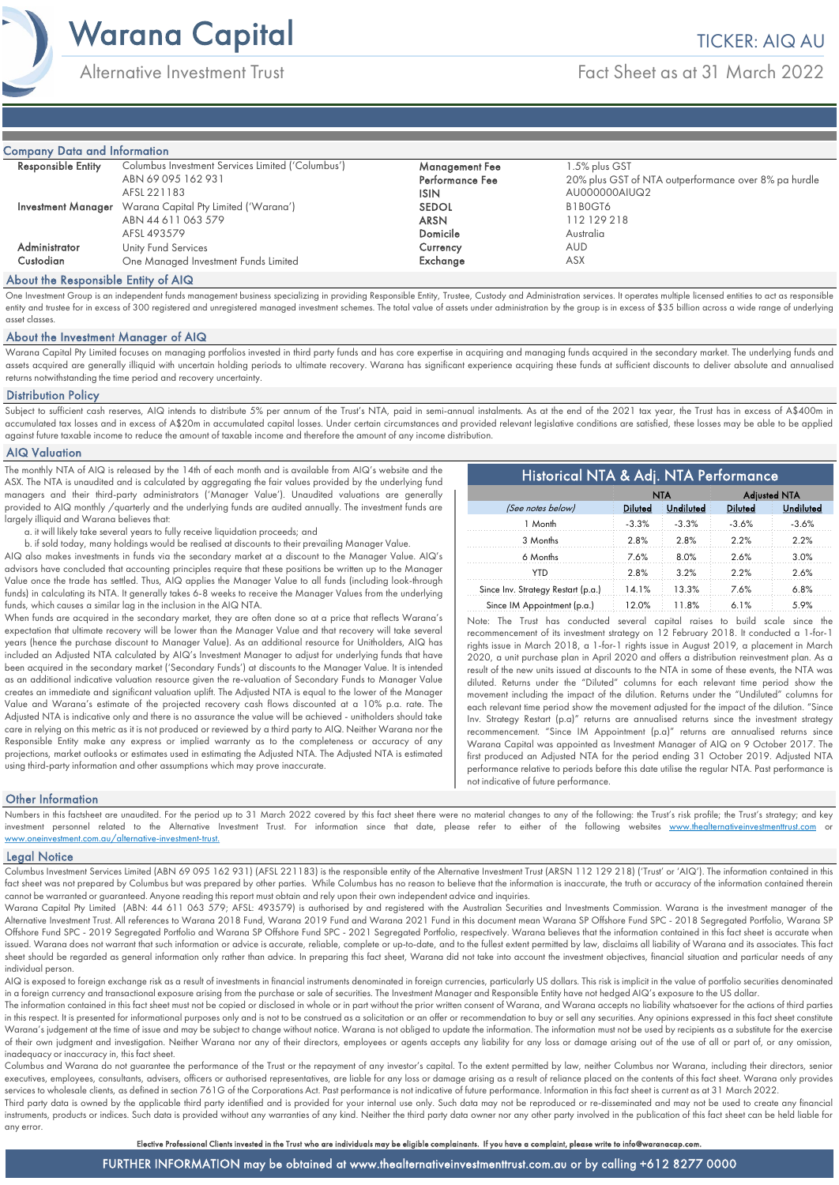# Warana Capital

Alternative Investment Trust

TICKER: AIQ AU

Fact Sheet as at 31 March 2022

## Company Data and Information

| | | | |
|---|---|---|---|
| **Responsible Entity** | Columbus Investment Services Limited ('Columbus')<br>ABN 69 095 162 931<br>AFSL 221183 | **Management Fee** | 1.5% plus GST |
| | | **Performance Fee** | 20% plus GST of NTA outperformance over 8% pa hurdle |
| | | **ISIN** | AU000000AIUQ2 |
| **Investment Manager** | Warana Capital Pty Limited ('Warana')<br>ABN 44 611 063 579<br>AFSL 493579 | **SEDOL** | B1B0GT6 |
| | | **ARSN** | 112 129 218 |
| | | **Domicile** | Australia |
| **Administrator** | Unity Fund Services | **Currency** | AUD |
| **Custodian** | One Managed Investment Funds Limited | **Exchange** | ASX |

## About the Responsible Entity of AIQ

One Investment Group is an independent funds management business specializing in providing Responsible Entity, Trustee, Custody and Administration services. It operates multiple licensed entities to act as responsible entity and trustee for in excess of 300 registered and unregistered managed investment schemes. The total value of assets under administration by the group is in excess of $35 billion across a wide range of underlying asset classes.

## About the Investment Manager of AIQ

Warana Capital Pty Limited focuses on managing portfolios invested in third party funds and has core expertise in acquiring and managing funds acquired in the secondary market. The underlying funds and assets acquired are generally illiquid with uncertain holding periods to ultimate recovery. Warana has significant experience acquiring these funds at sufficient discounts to deliver absolute and annualised returns notwithstanding the time period and recovery uncertainty.

## Distribution Policy

Subject to sufficient cash reserves, AIQ intends to distribute 5% per annum of the Trust's NTA, paid in semi-annual instalments. As at the end of the 2021 tax year, the Trust has in excess of A$400m in accumulated tax losses and in excess of A$20m in accumulated capital losses. Under certain circumstances and provided relevant legislative conditions are satisfied, these losses may be able to be applied against future taxable income to reduce the amount of taxable income and therefore the amount of any income distribution.

## AIQ Valuation

The monthly NTA of AIQ is released by the 14th of each month and is available from AIQ's website and the ASX. The NTA is unaudited and is calculated by aggregating the fair values provided by the underlying fund managers and their third-party administrators ('Manager Value'). Unaudited valuations are generally provided to AIQ monthly /quarterly and the underlying funds are audited annually. The investment funds are largely illiquid and Warana believes that:

a. it will likely take several years to fully receive liquidation proceeds; and

b. if sold today, many holdings would be realised at discounts to their prevailing Manager Value.

AIQ also makes investments in funds via the secondary market at a discount to the Manager Value. AIQ's advisors have concluded that accounting principles require that these positions be written up to the Manager Value once the trade has settled. Thus, AIQ applies the Manager Value to all funds (including look-through funds) in calculating its NTA. It generally takes 6-8 weeks to receive the Manager Values from the underlying funds, which causes a similar lag in the inclusion in the AIQ NTA.

When funds are acquired in the secondary market, they are often done so at a price that reflects Warana's expectation that ultimate recovery will be lower than the Manager Value and that recovery will take several years (hence the purchase discount to Manager Value). As an additional resource for Unitholders, AIQ has included an Adjusted NTA calculated by AIQ's Investment Manager to adjust for underlying funds that have been acquired in the secondary market ('Secondary Funds') at discounts to the Manager Value. It is intended as an additional indicative valuation resource given the re-valuation of Secondary Funds to Manager Value creates an immediate and significant valuation uplift. The Adjusted NTA is equal to the lower of the Manager Value and Warana's estimate of the projected recovery cash flows discounted at a 10% p.a. rate. The Adjusted NTA is indicative only and there is no assurance the value will be achieved - unitholders should take care in relying on this metric as it is not produced or reviewed by a third party to AIQ. Neither Warana nor the Responsible Entity make any express or implied warranty as to the completeness or accuracy of any projections, market outlooks or estimates used in estimating the Adjusted NTA. The Adjusted NTA is estimated using third-party information and other assumptions which may prove inaccurate.

### Historical NTA & Adj. NTA Performance

| | NTA | | Adjusted NTA | |
|---|---|---|---|---|
| *(See notes below)* | Diluted | Undiluted | Diluted | Undiluted |
| 1 Month | -3.3% | -3.3% | -3.6% | -3.6% |
| 3 Months | 2.8% | 2.8% | 2.2% | 2.2% |
| 6 Months | 7.6% | 8.0% | 2.6% | 3.0% |
| YTD | 2.8% | 3.2% | 2.2% | 2.6% |
| Since Inv. Strategy Restart (p.a.) | 14.1% | 13.3% | 7.6% | 6.8% |
| Since IM Appointment (p.a.) | 12.0% | 11.8% | 6.1% | 5.9% |

Note: The Trust has conducted several capital raises to build scale since the recommencement of its investment strategy on 12 February 2018. It conducted a 1-for-1 rights issue in March 2018, a 1-for-1 rights issue in August 2019, a placement in March 2020, a unit purchase plan in April 2020 and offers a distribution reinvestment plan. As a result of the new units issued at discounts to the NTA in some of these events, the NTA was diluted. Returns under the "Diluted" columns for each relevant time period show the movement including the impact of the dilution. Returns under the "Undiluted" columns for each relevant time period show the movement adjusted for the impact of the dilution. "Since Inv. Strategy Restart (p.a.)" returns are annualised returns since the investment strategy recommencement. "Since IM Appointment (p.a.)" returns are annualised returns since Warana Capital was appointed as Investment Manager of AIQ on 9 October 2017. The first produced an Adjusted NTA for the period ending 31 October 2019. Adjusted NTA performance relative to periods before this date utilise the regular NTA. Past performance is not indicative of future performance.

## Other Information

Numbers in this factsheet are unaudited. For the period up to 31 March 2022 covered by this fact sheet there were no material changes to any of the following: the Trust's risk profile; the Trust's strategy; and key investment personnel related to the Alternative Investment Trust. For information since that date, please refer to either of the following websites www.thealternativeinvestmenttrust.com or www.oneinvestment.com.au/alternative-investment-trust.

## Legal Notice

Columbus Investment Services Limited (ABN 69 095 162 931) (AFSL 221183) is the responsible entity of the Alternative Investment Trust (ARSN 112 129 218) ('Trust' or 'AIQ'). The information contained in this fact sheet was not prepared by Columbus but was prepared by other parties. While Columbus has no reason to believe that the information is inaccurate, the truth or accuracy of the information contained therein cannot be warranted or guaranteed. Anyone reading this report must obtain and rely upon their own independent advice and inquiries.

Warana Capital Pty Limited (ABN: 44 611 063 579; AFSL: 493579) is authorised by and registered with the Australian Securities and Investments Commission. Warana is the investment manager of the Alternative Investment Trust. All references to Warana 2018 Fund, Warana 2019 Fund and Warana 2021 Fund in this document mean Warana SP Offshore Fund SPC - 2018 Segregated Portfolio, Warana SP Offshore Fund SPC - 2019 Segregated Portfolio and Warana SP Offshore Fund SPC - 2021 Segregated Portfolio, respectively. Warana believes that the information contained in this fact sheet is accurate when issued. Warana does not warrant that such information or advice is accurate, reliable, complete or up-to-date, and to the fullest extent permitted by law, disclaims all liability of Warana and its associates. This fact sheet should be regarded as general information only rather than advice. In preparing this fact sheet, Warana did not take into account the investment objectives, financial situation and particular needs of any individual person.

AIQ is exposed to foreign exchange risk as a result of investments in financial instruments denominated in foreign currencies, particularly US dollars. This risk is implicit in the value of portfolio securities denominated in a foreign currency and transactional exposure arising from the purchase or sale of securities. The Investment Manager and Responsible Entity have not hedged AIQ's exposure to the US dollar.

The information contained in this fact sheet must not be copied or disclosed in whole or in part without the prior written consent of Warana, and Warana accepts no liability whatsoever for the actions of third parties in this respect. It is presented for informational purposes only and is not to be construed as a solicitation or an offer or recommendation to buy or sell any securities. Any opinions expressed in this fact sheet constitute Warana's judgement at the time of issue and may be subject to change without notice. Warana is not obliged to update the information. The information must not be used by recipients as a substitute for the exercise of their own judgment and investigation. Neither Warana nor any of their directors, employees or agents accepts any liability for any loss or damage arising out of the use of all or part of, or any omission, inadequacy or inaccuracy in, this fact sheet.

Columbus and Warana do not guarantee the performance of the Trust or the repayment of any investor's capital. To the extent permitted by law, neither Columbus nor Warana, including their directors, senior executives, employees, consultants, advisers, officers or authorised representatives, are liable for any loss or damage arising as a result of reliance placed on the contents of this fact sheet. Warana only provides services to wholesale clients, as defined in section 761G of the Corporations Act. Past performance is not indicative of future performance. Information in this fact sheet is current as at 31 March 2022.

Third party data is owned by the applicable third party identified and is provided for your internal use only. Such data may not be reproduced or re-disseminated and may not be used to create any financial instruments, products or indices. Such data is provided without any warranties of any kind. Neither the third party data owner nor any other party involved in the publication of this fact sheet can be held liable for any error.

**Elective Professional Clients invested in the Trust who are individuals may be eligible complainants. If you have a complaint, please write to info@waranacap.com.**

FURTHER INFORMATION may be obtained at www.thealternativeinvestmenttrust.com.au or by calling +612 8277 0000